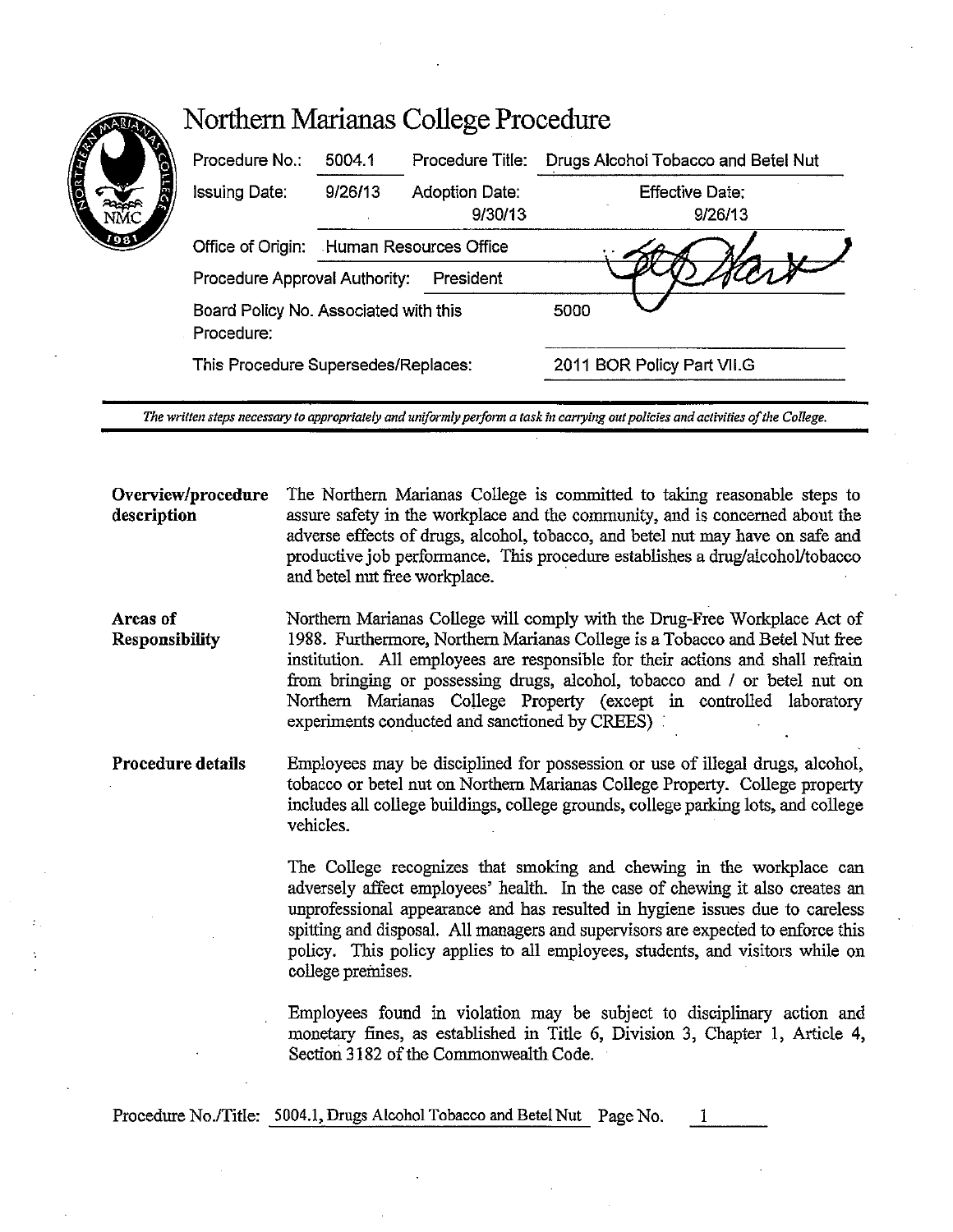# Northern Marianas College Procedure

| | | | |
|---|---|---|---|
| Procedure No.: | 5004.1 | Procedure Title: | Drugs Alcohol Tobacco and Betel Nut |
| Issuing Date: | 9/26/13 | Adoption Date: 9/30/13 | Effective Date: 9/26/13 |
| Office of Origin: | Human Resources Office | | |
| Procedure Approval Authority: | President | | |
| Board Policy No. Associated with this Procedure: | | | 5000 |
| This Procedure Supersedes/Replaces: | | | 2011 BOR Policy Part VII.G |

*The written steps necessary to appropriately and uniformly perform a task in carrying out policies and activities of the College.*

**Overview/procedure description**

The Northern Marianas College is committed to taking reasonable steps to assure safety in the workplace and the community, and is concerned about the adverse effects of drugs, alcohol, tobacco, and betel nut may have on safe and productive job performance. This procedure establishes a drug/alcohol/tobacco and betel nut free workplace.

**Areas of Responsibility**

Northern Marianas College will comply with the Drug-Free Workplace Act of 1988. Furthermore, Northern Marianas College is a Tobacco and Betel Nut free institution. All employees are responsible for their actions and shall refrain from bringing or possessing drugs, alcohol, tobacco and / or betel nut on Northern Marianas College Property (except in controlled laboratory experiments conducted and sanctioned by CREES)

**Procedure details**

Employees may be disciplined for possession or use of illegal drugs, alcohol, tobacco or betel nut on Northern Marianas College Property. College property includes all college buildings, college grounds, college parking lots, and college vehicles.

The College recognizes that smoking and chewing in the workplace can adversely affect employees' health. In the case of chewing it also creates an unprofessional appearance and has resulted in hygiene issues due to careless spitting and disposal. All managers and supervisors are expected to enforce this policy. This policy applies to all employees, students, and visitors while on college premises.

Employees found in violation may be subject to disciplinary action and monetary fines, as established in Title 6, Division 3, Chapter 1, Article 4, Section 3182 of the Commonwealth Code.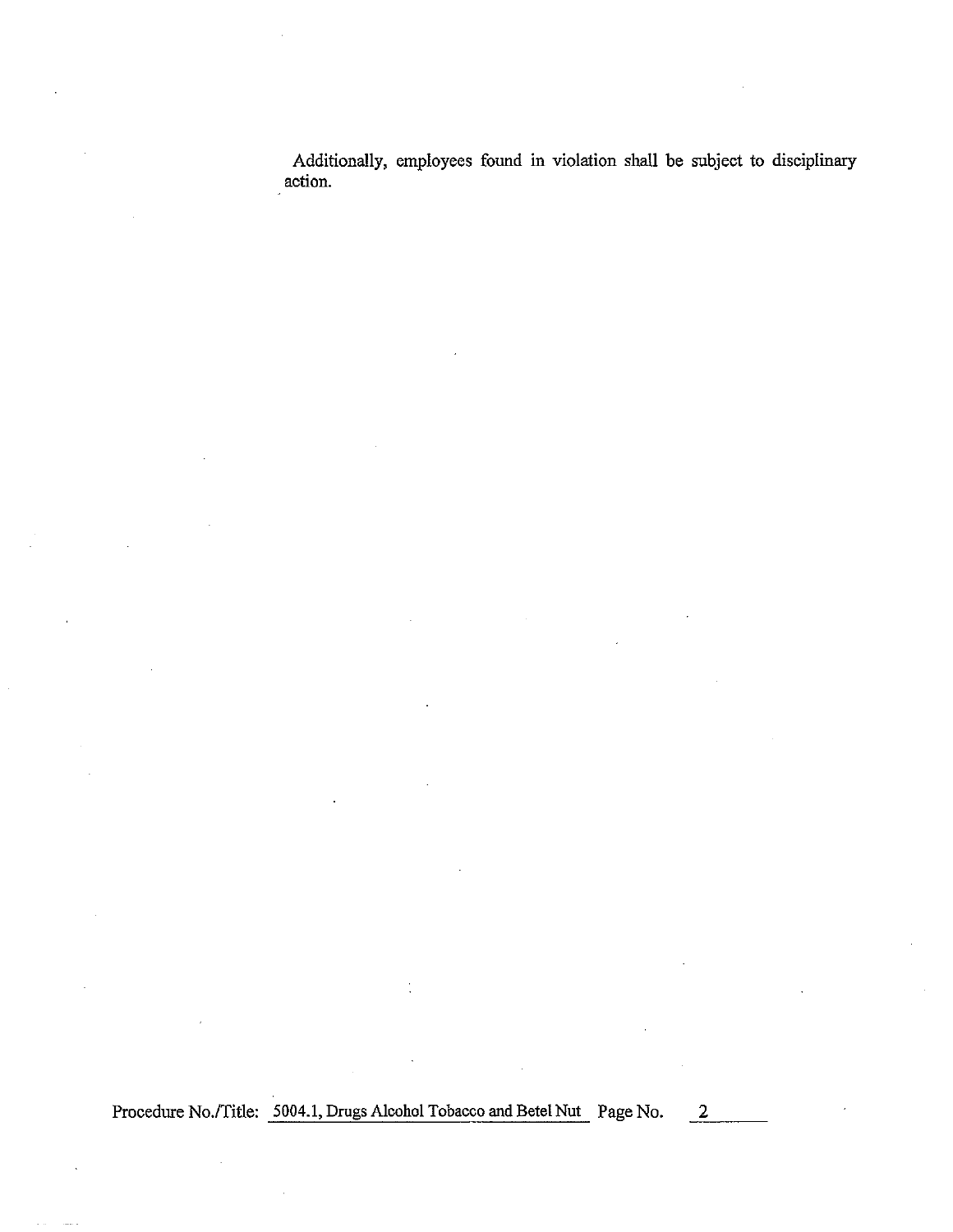Additionally, employees found in violation shall be subject to disciplinary action.